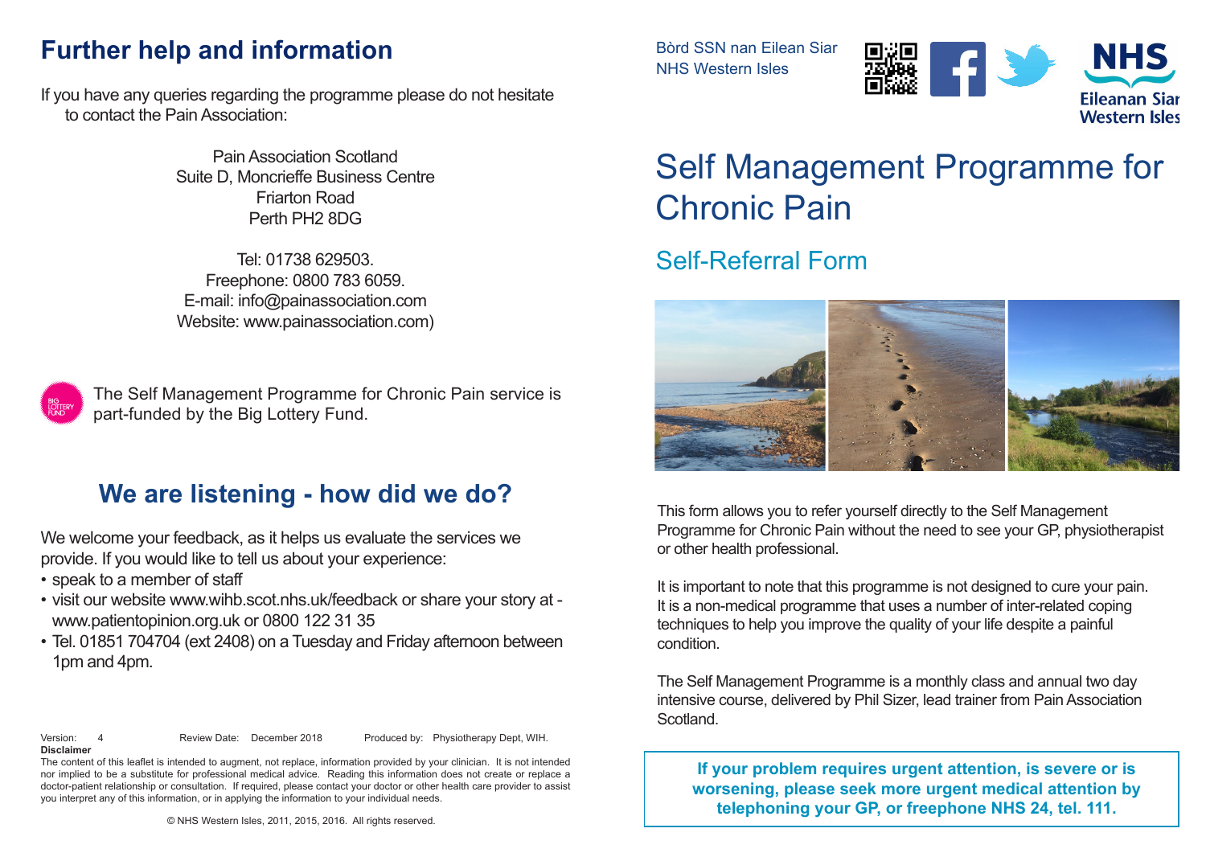## Further help and information

If you have any queries regarding the programme please do not hesitate to contact the Pain Association:

Pain Association Scotland
Suite D, Moncrieffe Business Centre
Friarton Road
Perth PH2 8DG

Tel: 01738 629503.
Freephone: 0800 783 6059.
E-mail: info@painassociation.com
Website: www.painassociation.com)

The Self Management Programme for Chronic Pain service is part-funded by the Big Lottery Fund.

## We are listening - how did we do?

We welcome your feedback, as it helps us evaluate the services we provide. If you would like to tell us about your experience:

- speak to a member of staff
- visit our website www.wihb.scot.nhs.uk/feedback or share your story at - www.patientopinion.org.uk or 0800 122 31 35
- Tel. 01851 704704 (ext 2408) on a Tuesday and Friday afternoon between 1pm and 4pm.

Version: 4 Review Date: December 2018 Produced by: Physiotherapy Dept, WIH.

**Disclaimer**

The content of this leaflet is intended to augment, not replace, information provided by your clinician. It is not intended nor implied to be a substitute for professional medical advice. Reading this information does not create or replace a doctor-patient relationship or consultation. If required, please contact your doctor or other health care provider to assist you interpret any of this information, or in applying the information to your individual needs.

© NHS Western Isles, 2011, 2015, 2016. All rights reserved.

Bòrd SSN nan Eilean Siar
NHS Western Isles

NHS Eileanan Siar Western Isles

# Self Management Programme for Chronic Pain

## Self-Referral Form

This form allows you to refer yourself directly to the Self Management Programme for Chronic Pain without the need to see your GP, physiotherapist or other health professional.

It is important to note that this programme is not designed to cure your pain. It is a non-medical programme that uses a number of inter-related coping techniques to help you improve the quality of your life despite a painful condition.

The Self Management Programme is a monthly class and annual two day intensive course, delivered by Phil Sizer, lead trainer from Pain Association Scotland.

**If your problem requires urgent attention, is severe or is worsening, please seek more urgent medical attention by telephoning your GP, or freephone NHS 24, tel. 111.**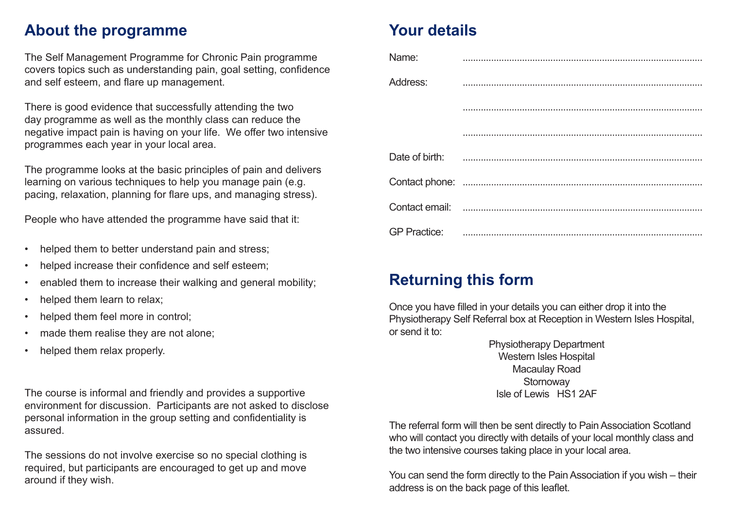## About the programme

The Self Management Programme for Chronic Pain programme covers topics such as understanding pain, goal setting, confidence and self esteem, and flare up management.

There is good evidence that successfully attending the two day programme as well as the monthly class can reduce the negative impact pain is having on your life. We offer two intensive programmes each year in your local area.

The programme looks at the basic principles of pain and delivers learning on various techniques to help you manage pain (e.g. pacing, relaxation, planning for flare ups, and managing stress).

People who have attended the programme have said that it:

- helped them to better understand pain and stress;
- helped increase their confidence and self esteem;
- enabled them to increase their walking and general mobility;
- helped them learn to relax;
- helped them feel more in control;
- made them realise they are not alone;
- helped them relax properly.

The course is informal and friendly and provides a supportive environment for discussion. Participants are not asked to disclose personal information in the group setting and confidentiality is assured.

The sessions do not involve exercise so no special clothing is required, but participants are encouraged to get up and move around if they wish.

## Your details

Name: ..........................................................................................

Address: ..........................................................................................

..........................................................................................

..........................................................................................

Date of birth: ..........................................................................................

Contact phone: ..........................................................................................

Contact email: ..........................................................................................

GP Practice: ..........................................................................................

## Returning this form

Once you have filled in your details you can either drop it into the Physiotherapy Self Referral box at Reception in Western Isles Hospital, or send it to:

Physiotherapy Department
Western Isles Hospital
Macaulay Road
Stornoway
Isle of Lewis HS1 2AF

The referral form will then be sent directly to Pain Association Scotland who will contact you directly with details of your local monthly class and the two intensive courses taking place in your local area.

You can send the form directly to the Pain Association if you wish – their address is on the back page of this leaflet.